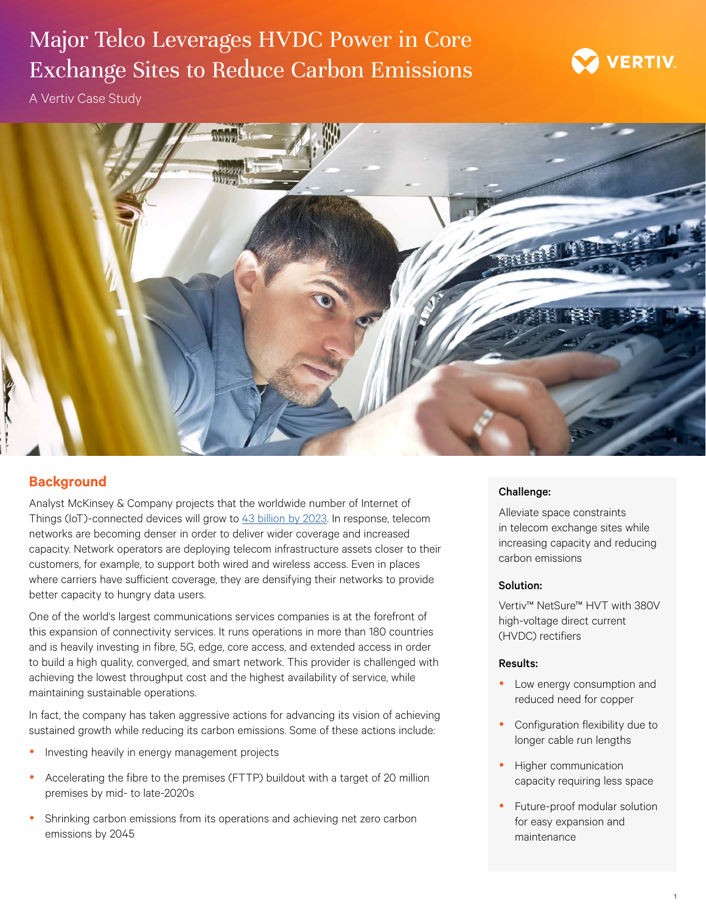# Major Telco Leverages HVDC Power in Core Exchange Sites to Reduce Carbon Emissions

A Vertiv Case Study

## Background

Analyst McKinsey & Company projects that the worldwide number of Internet of Things (IoT)-connected devices will grow to 43 billion by 2023. In response, telecom networks are becoming denser in order to deliver wider coverage and increased capacity. Network operators are deploying telecom infrastructure assets closer to their customers, for example, to support both wired and wireless access. Even in places where carriers have sufficient coverage, they are densifying their networks to provide better capacity to hungry data users.

One of the world's largest communications services companies is at the forefront of this expansion of connectivity services. It runs operations in more than 180 countries and is heavily investing in fibre, 5G, edge, core access, and extended access in order to build a high quality, converged, and smart network. This provider is challenged with achieving the lowest throughput cost and the highest availability of service, while maintaining sustainable operations.

In fact, the company has taken aggressive actions for advancing its vision of achieving sustained growth while reducing its carbon emissions. Some of these actions include:

- Investing heavily in energy management projects
- Accelerating the fibre to the premises (FTTP) buildout with a target of 20 million premises by mid- to late-2020s
- Shrinking carbon emissions from its operations and achieving net zero carbon emissions by 2045

**Challenge:**

Alleviate space constraints in telecom exchange sites while increasing capacity and reducing carbon emissions

**Solution:**

Vertiv™ NetSure™ HVT with 380V high-voltage direct current (HVDC) rectifiers

**Results:**

- Low energy consumption and reduced need for copper
- Configuration flexibility due to longer cable run lengths
- Higher communication capacity requiring less space
- Future-proof modular solution for easy expansion and maintenance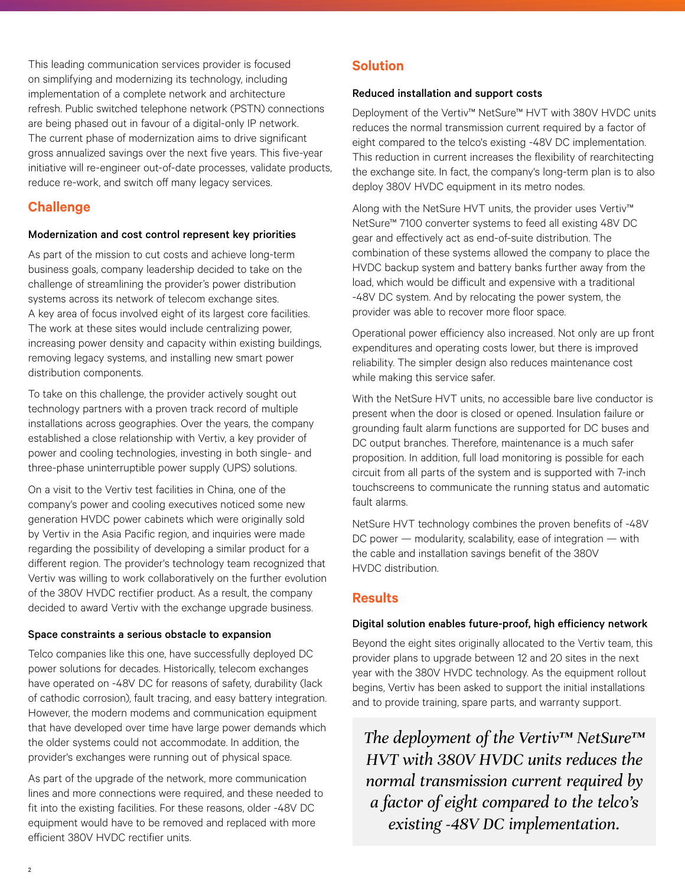This leading communication services provider is focused on simplifying and modernizing its technology, including implementation of a complete network and architecture refresh. Public switched telephone network (PSTN) connections are being phased out in favour of a digital-only IP network. The current phase of modernization aims to drive significant gross annualized savings over the next five years. This five-year initiative will re-engineer out-of-date processes, validate products, reduce re-work, and switch off many legacy services.

## Challenge

### Modernization and cost control represent key priorities

As part of the mission to cut costs and achieve long-term business goals, company leadership decided to take on the challenge of streamlining the provider's power distribution systems across its network of telecom exchange sites. A key area of focus involved eight of its largest core facilities. The work at these sites would include centralizing power, increasing power density and capacity within existing buildings, removing legacy systems, and installing new smart power distribution components.

To take on this challenge, the provider actively sought out technology partners with a proven track record of multiple installations across geographies. Over the years, the company established a close relationship with Vertiv, a key provider of power and cooling technologies, investing in both single- and three-phase uninterruptible power supply (UPS) solutions.

On a visit to the Vertiv test facilities in China, one of the company's power and cooling executives noticed some new generation HVDC power cabinets which were originally sold by Vertiv in the Asia Pacific region, and inquiries were made regarding the possibility of developing a similar product for a different region. The provider's technology team recognized that Vertiv was willing to work collaboratively on the further evolution of the 380V HVDC rectifier product. As a result, the company decided to award Vertiv with the exchange upgrade business.

### Space constraints a serious obstacle to expansion

Telco companies like this one, have successfully deployed DC power solutions for decades. Historically, telecom exchanges have operated on -48V DC for reasons of safety, durability (lack of cathodic corrosion), fault tracing, and easy battery integration. However, the modern modems and communication equipment that have developed over time have large power demands which the older systems could not accommodate. In addition, the provider's exchanges were running out of physical space.

As part of the upgrade of the network, more communication lines and more connections were required, and these needed to fit into the existing facilities. For these reasons, older -48V DC equipment would have to be removed and replaced with more efficient 380V HVDC rectifier units.

## Solution

### Reduced installation and support costs

Deployment of the Vertiv™ NetSure™ HVT with 380V HVDC units reduces the normal transmission current required by a factor of eight compared to the telco's existing -48V DC implementation. This reduction in current increases the flexibility of rearchitecting the exchange site. In fact, the company's long-term plan is to also deploy 380V HVDC equipment in its metro nodes.

Along with the NetSure HVT units, the provider uses Vertiv™ NetSure™ 7100 converter systems to feed all existing 48V DC gear and effectively act as end-of-suite distribution. The combination of these systems allowed the company to place the HVDC backup system and battery banks further away from the load, which would be difficult and expensive with a traditional -48V DC system. And by relocating the power system, the provider was able to recover more floor space.

Operational power efficiency also increased. Not only are up front expenditures and operating costs lower, but there is improved reliability. The simpler design also reduces maintenance cost while making this service safer.

With the NetSure HVT units, no accessible bare live conductor is present when the door is closed or opened. Insulation failure or grounding fault alarm functions are supported for DC buses and DC output branches. Therefore, maintenance is a much safer proposition. In addition, full load monitoring is possible for each circuit from all parts of the system and is supported with 7-inch touchscreens to communicate the running status and automatic fault alarms.

NetSure HVT technology combines the proven benefits of -48V DC power — modularity, scalability, ease of integration — with the cable and installation savings benefit of the 380V HVDC distribution.

## Results

### Digital solution enables future-proof, high efficiency network

Beyond the eight sites originally allocated to the Vertiv team, this provider plans to upgrade between 12 and 20 sites in the next year with the 380V HVDC technology. As the equipment rollout begins, Vertiv has been asked to support the initial installations and to provide training, spare parts, and warranty support.

> *The deployment of the Vertiv™ NetSure™ HVT with 380V HVDC units reduces the normal transmission current required by a factor of eight compared to the telco's existing -48V DC implementation.*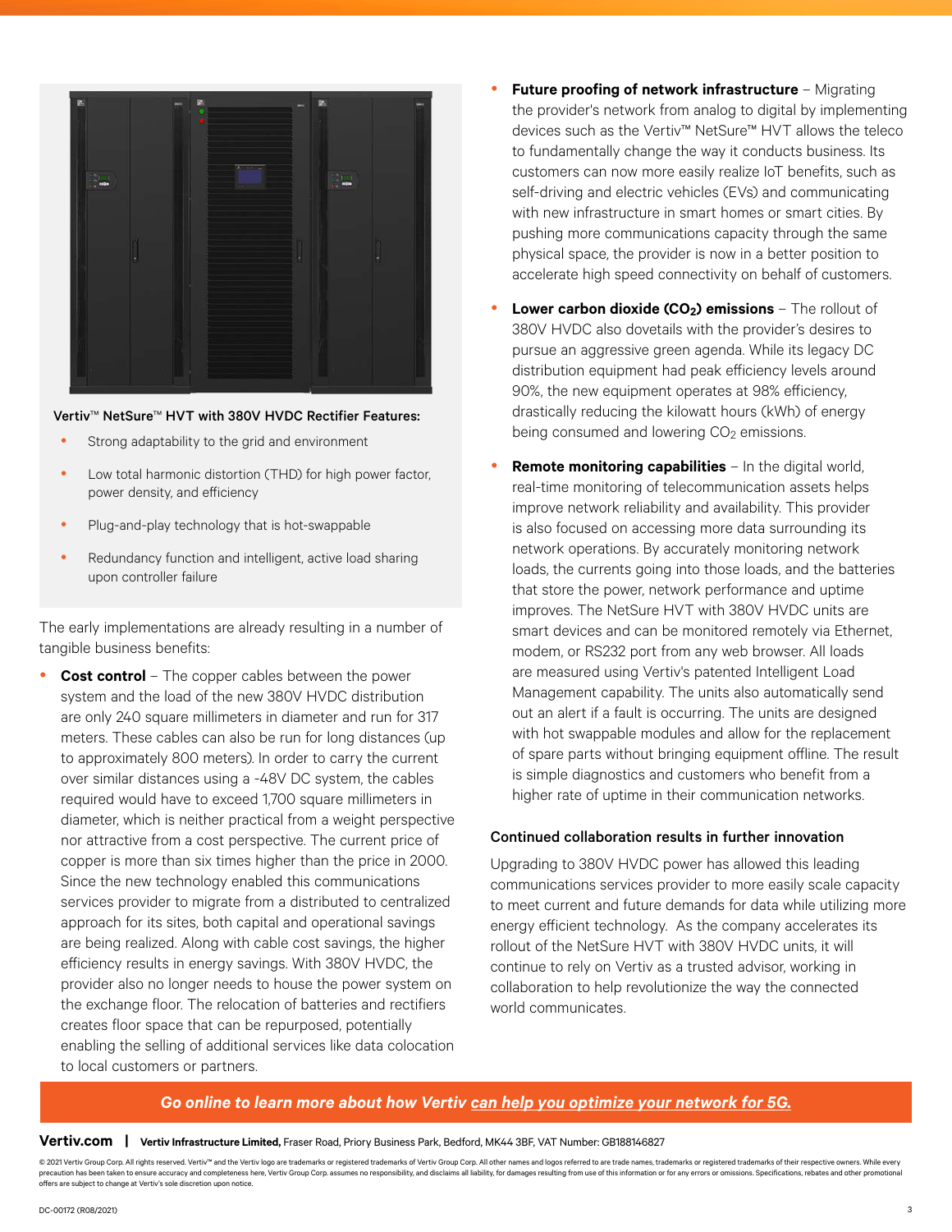**Vertiv™ NetSure™ HVT with 380V HVDC Rectifier Features:**

- Strong adaptability to the grid and environment
- Low total harmonic distortion (THD) for high power factor, power density, and efficiency
- Plug-and-play technology that is hot-swappable
- Redundancy function and intelligent, active load sharing upon controller failure

The early implementations are already resulting in a number of tangible business benefits:

- **Cost control** – The copper cables between the power system and the load of the new 380V HVDC distribution are only 240 square millimeters in diameter and run for 317 meters. These cables can also be run for long distances (up to approximately 800 meters). In order to carry the current over similar distances using a -48V DC system, the cables required would have to exceed 1,700 square millimeters in diameter, which is neither practical from a weight perspective nor attractive from a cost perspective. The current price of copper is more than six times higher than the price in 2000. Since the new technology enabled this communications services provider to migrate from a distributed to centralized approach for its sites, both capital and operational savings are being realized. Along with cable cost savings, the higher efficiency results in energy savings. With 380V HVDC, the provider also no longer needs to house the power system on the exchange floor. The relocation of batteries and rectifiers creates floor space that can be repurposed, potentially enabling the selling of additional services like data colocation to local customers or partners.

- **Future proofing of network infrastructure** – Migrating the provider's network from analog to digital by implementing devices such as the Vertiv™ NetSure™ HVT allows the teleco to fundamentally change the way it conducts business. Its customers can now more easily realize IoT benefits, such as self-driving and electric vehicles (EVs) and communicating with new infrastructure in smart homes or smart cities. By pushing more communications capacity through the same physical space, the provider is now in a better position to accelerate high speed connectivity on behalf of customers.

- **Lower carbon dioxide ($CO_2$) emissions** – The rollout of 380V HVDC also dovetails with the provider's desires to pursue an aggressive green agenda. While its legacy DC distribution equipment had peak efficiency levels around 90%, the new equipment operates at 98% efficiency, drastically reducing the kilowatt hours (kWh) of energy being consumed and lowering $CO_2$ emissions.

- **Remote monitoring capabilities** – In the digital world, real-time monitoring of telecommunication assets helps improve network reliability and availability. This provider is also focused on accessing more data surrounding its network operations. By accurately monitoring network loads, the currents going into those loads, and the batteries that store the power, network performance and uptime improves. The NetSure HVT with 380V HVDC units are smart devices and can be monitored remotely via Ethernet, modem, or RS232 port from any web browser. All loads are measured using Vertiv's patented Intelligent Load Management capability. The units also automatically send out an alert if a fault is occurring. The units are designed with hot swappable modules and allow for the replacement of spare parts without bringing equipment offline. The result is simple diagnostics and customers who benefit from a higher rate of uptime in their communication networks.

### Continued collaboration results in further innovation

Upgrading to 380V HVDC power has allowed this leading communications services provider to more easily scale capacity to meet current and future demands for data while utilizing more energy efficient technology. As the company accelerates its rollout of the NetSure HVT with 380V HVDC units, it will continue to rely on Vertiv as a trusted advisor, working in collaboration to help revolutionize the way the connected world communicates.

***Go online to learn more about how Vertiv can help you optimize your network for 5G.***

**Vertiv.com** | **Vertiv Infrastructure Limited,** Fraser Road, Priory Business Park, Bedford, MK44 3BF, VAT Number: GB188146827

© 2021 Vertiv Group Corp. All rights reserved. Vertiv™ and the Vertiv logo are trademarks or registered trademarks of Vertiv Group Corp. All other names and logos referred to are trade names, trademarks or registered trademarks of their respective owners. While every precaution has been taken to ensure accuracy and completeness here, Vertiv Group Corp. assumes no responsibility, and disclaims all liability, for damages resulting from use of this information or for any errors or omissions. Specifications, rebates and other promotional offers are subject to change at Vertiv's sole discretion upon notice.

DC-00172 (R08/2021)